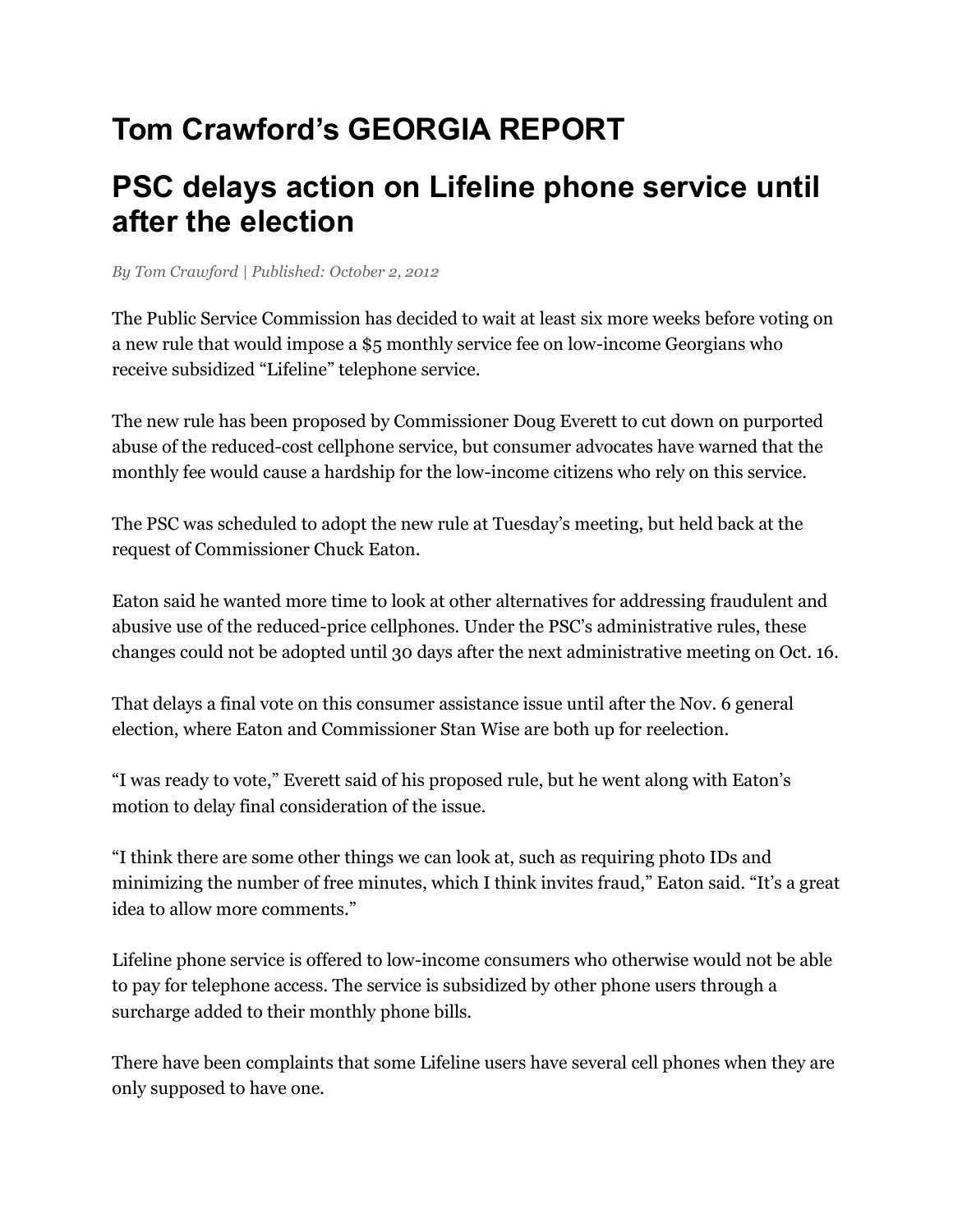# Tom Crawford's GEORGIA REPORT

## PSC delays action on Lifeline phone service until after the election

*By Tom Crawford | Published: October 2, 2012*

The Public Service Commission has decided to wait at least six more weeks before voting on a new rule that would impose a $5 monthly service fee on low-income Georgians who receive subsidized "Lifeline" telephone service.

The new rule has been proposed by Commissioner Doug Everett to cut down on purported abuse of the reduced-cost cellphone service, but consumer advocates have warned that the monthly fee would cause a hardship for the low-income citizens who rely on this service.

The PSC was scheduled to adopt the new rule at Tuesday's meeting, but held back at the request of Commissioner Chuck Eaton.

Eaton said he wanted more time to look at other alternatives for addressing fraudulent and abusive use of the reduced-price cellphones. Under the PSC's administrative rules, these changes could not be adopted until 30 days after the next administrative meeting on Oct. 16.

That delays a final vote on this consumer assistance issue until after the Nov. 6 general election, where Eaton and Commissioner Stan Wise are both up for reelection.

"I was ready to vote," Everett said of his proposed rule, but he went along with Eaton's motion to delay final consideration of the issue.

"I think there are some other things we can look at, such as requiring photo IDs and minimizing the number of free minutes, which I think invites fraud," Eaton said. "It's a great idea to allow more comments."

Lifeline phone service is offered to low-income consumers who otherwise would not be able to pay for telephone access. The service is subsidized by other phone users through a surcharge added to their monthly phone bills.

There have been complaints that some Lifeline users have several cell phones when they are only supposed to have one.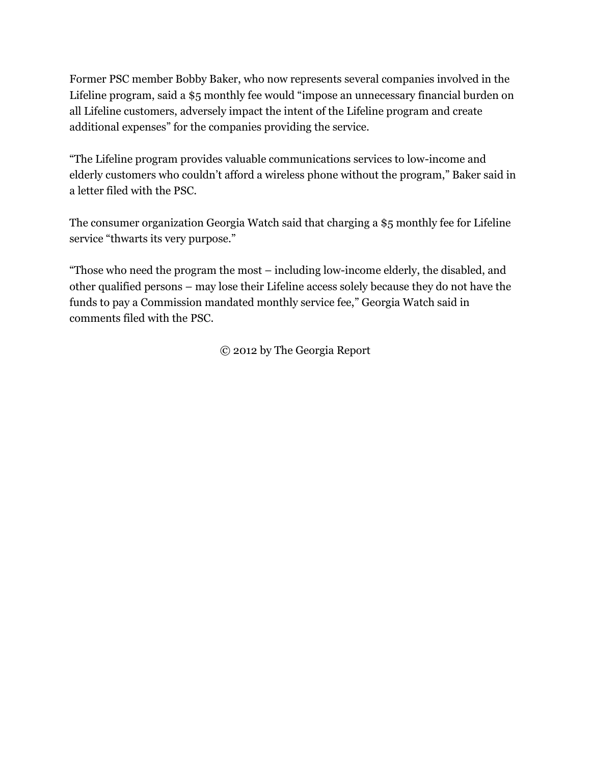Former PSC member Bobby Baker, who now represents several companies involved in the Lifeline program, said a $5 monthly fee would "impose an unnecessary financial burden on all Lifeline customers, adversely impact the intent of the Lifeline program and create additional expenses" for the companies providing the service.

"The Lifeline program provides valuable communications services to low-income and elderly customers who couldn't afford a wireless phone without the program," Baker said in a letter filed with the PSC.

The consumer organization Georgia Watch said that charging a $5 monthly fee for Lifeline service "thwarts its very purpose."

"Those who need the program the most – including low-income elderly, the disabled, and other qualified persons – may lose their Lifeline access solely because they do not have the funds to pay a Commission mandated monthly service fee," Georgia Watch said in comments filed with the PSC.

© 2012 by The Georgia Report